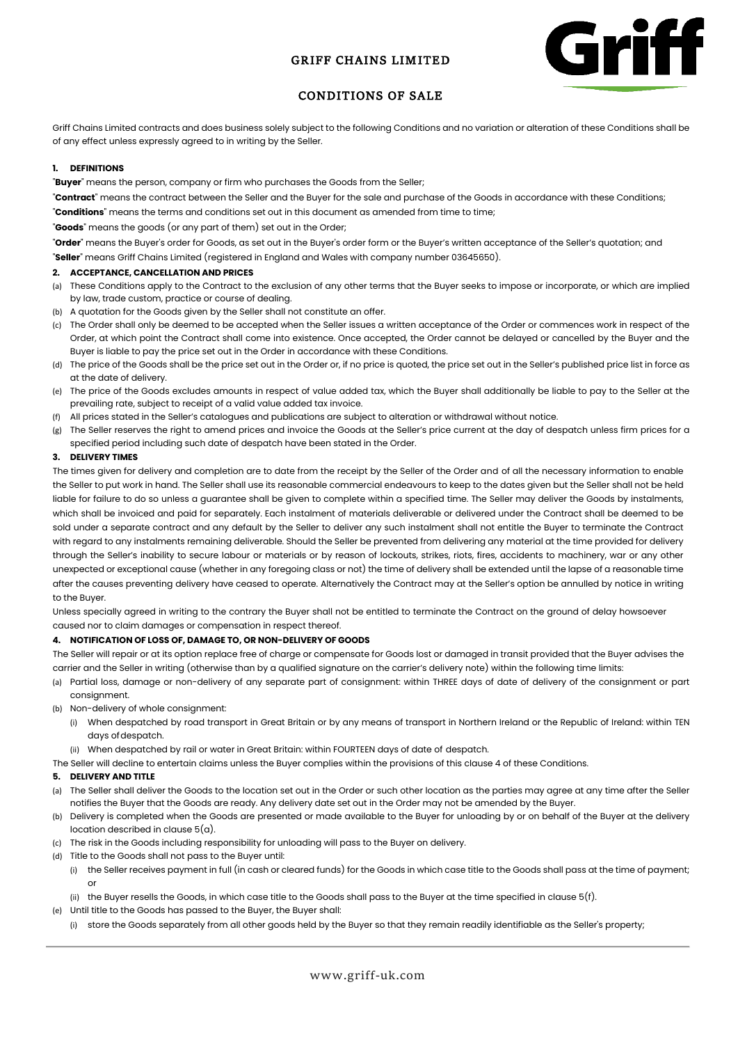# GRIFF CHAINS LIMITED

## CONDITIONS OF SALE

Griff Chains Limited contracts and does business solely subject to the following Conditions and no variation or alteration of these Conditions shall be of any effect unless expressly agreed to in writing by the Seller.

**1. DEFINITIONS**

"**Buyer**" means the person, company or firm who purchases the Goods from the Seller;

"**Contract**" means the contract between the Seller and the Buyer for the sale and purchase of the Goods in accordance with these Conditions;

"**Conditions**" means the terms and conditions set out in this document as amended from time to time;

"**Goods**" means the goods (or any part of them) set out in the Order;

"**Order**" means the Buyer's order for Goods, as set out in the Buyer's order form or the Buyer's written acceptance of the Seller's quotation; and

"**Seller**" means Griff Chains Limited (registered in England and Wales with company number 03645650).

**2. ACCEPTANCE, CANCELLATION AND PRICES**

(a) These Conditions apply to the Contract to the exclusion of any other terms that the Buyer seeks to impose or incorporate, or which are implied by law, trade custom, practice or course of dealing.

(b) A quotation for the Goods given by the Seller shall not constitute an offer.

(c) The Order shall only be deemed to be accepted when the Seller issues a written acceptance of the Order or commences work in respect of the Order, at which point the Contract shall come into existence. Once accepted, the Order cannot be delayed or cancelled by the Buyer and the Buyer is liable to pay the price set out in the Order in accordance with these Conditions.

(d) The price of the Goods shall be the price set out in the Order or, if no price is quoted, the price set out in the Seller's published price list in force as at the date of delivery.

(e) The price of the Goods excludes amounts in respect of value added tax, which the Buyer shall additionally be liable to pay to the Seller at the prevailing rate, subject to receipt of a valid value added tax invoice.

(f) All prices stated in the Seller's catalogues and publications are subject to alteration or withdrawal without notice.

(g) The Seller reserves the right to amend prices and invoice the Goods at the Seller's price current at the day of despatch unless firm prices for a specified period including such date of despatch have been stated in the Order.

**3. DELIVERY TIMES**

The times given for delivery and completion are to date from the receipt by the Seller of the Order and of all the necessary information to enable the Seller to put work in hand. The Seller shall use its reasonable commercial endeavours to keep to the dates given but the Seller shall not be held liable for failure to do so unless a guarantee shall be given to complete within a specified time. The Seller may deliver the Goods by instalments, which shall be invoiced and paid for separately. Each instalment of materials deliverable or delivered under the Contract shall be deemed to be sold under a separate contract and any default by the Seller to deliver any such instalment shall not entitle the Buyer to terminate the Contract with regard to any instalments remaining deliverable. Should the Seller be prevented from delivering any material at the time provided for delivery through the Seller's inability to secure labour or materials or by reason of lockouts, strikes, riots, fires, accidents to machinery, war or any other unexpected or exceptional cause (whether in any foregoing class or not) the time of delivery shall be extended until the lapse of a reasonable time after the causes preventing delivery have ceased to operate. Alternatively the Contract may at the Seller's option be annulled by notice in writing to the Buyer.

Unless specially agreed in writing to the contrary the Buyer shall not be entitled to terminate the Contract on the ground of delay howsoever caused nor to claim damages or compensation in respect thereof.

**4. NOTIFICATION OF LOSS OF, DAMAGE TO, OR NON-DELIVERY OF GOODS**

The Seller will repair or at its option replace free of charge or compensate for Goods lost or damaged in transit provided that the Buyer advises the carrier and the Seller in writing (otherwise than by a qualified signature on the carrier's delivery note) within the following time limits:

(a) Partial loss, damage or non-delivery of any separate part of consignment: within THREE days of date of delivery of the consignment or part consignment.

(b) Non-delivery of whole consignment:

   (i) When despatched by road transport in Great Britain or by any means of transport in Northern Ireland or the Republic of Ireland: within TEN days of despatch.

   (ii) When despatched by rail or water in Great Britain: within FOURTEEN days of date of despatch.

The Seller will decline to entertain claims unless the Buyer complies within the provisions of this clause 4 of these Conditions.

**5. DELIVERY AND TITLE**

(a) The Seller shall deliver the Goods to the location set out in the Order or such other location as the parties may agree at any time after the Seller notifies the Buyer that the Goods are ready. Any delivery date set out in the Order may not be amended by the Buyer.

(b) Delivery is completed when the Goods are presented or made available to the Buyer for unloading by or on behalf of the Buyer at the delivery location described in clause 5(a).

(c) The risk in the Goods including responsibility for unloading will pass to the Buyer on delivery.

(d) Title to the Goods shall not pass to the Buyer until:

   (i) the Seller receives payment in full (in cash or cleared funds) for the Goods in which case title to the Goods shall pass at the time of payment; or

   (ii) the Buyer resells the Goods, in which case title to the Goods shall pass to the Buyer at the time specified in clause 5(f).

(e) Until title to the Goods has passed to the Buyer, the Buyer shall:

   (i) store the Goods separately from all other goods held by the Buyer so that they remain readily identifiable as the Seller's property;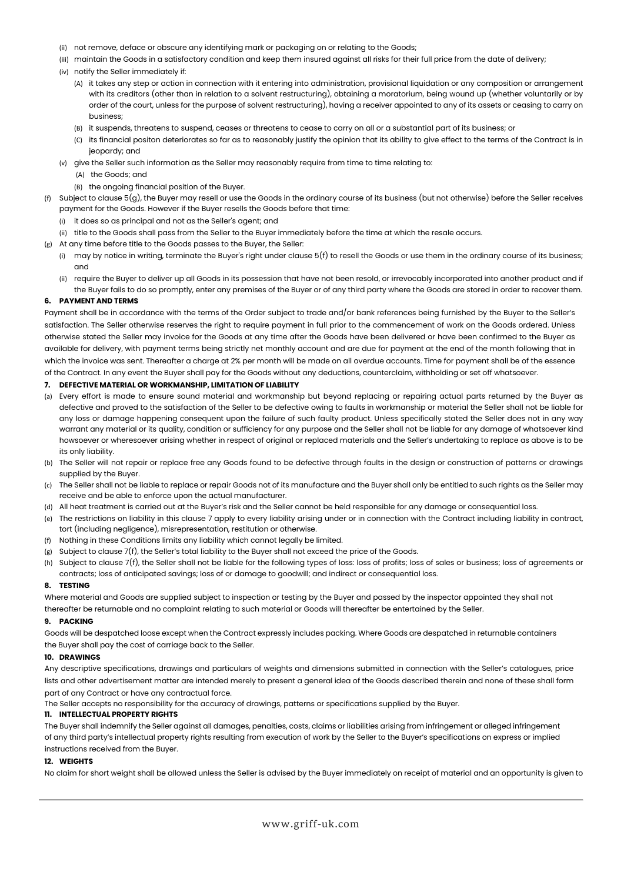- (ii) not remove, deface or obscure any identifying mark or packaging on or relating to the Goods;
- (iii) maintain the Goods in a satisfactory condition and keep them insured against all risks for their full price from the date of delivery;
- (iv) notify the Seller immediately if:
  - (A) it takes any step or action in connection with it entering into administration, provisional liquidation or any composition or arrangement with its creditors (other than in relation to a solvent restructuring), obtaining a moratorium, being wound up (whether voluntarily or by order of the court, unless for the purpose of solvent restructuring), having a receiver appointed to any of its assets or ceasing to carry on business;
  - (B) it suspends, threatens to suspend, ceases or threatens to cease to carry on all or a substantial part of its business; or
  - (C) its financial positon deteriorates so far as to reasonably justify the opinion that its ability to give effect to the terms of the Contract is in jeopardy; and
- (v) give the Seller such information as the Seller may reasonably require from time to time relating to:
  - (A) the Goods; and
  - (B) the ongoing financial position of the Buyer.

(f) Subject to clause 5(g), the Buyer may resell or use the Goods in the ordinary course of its business (but not otherwise) before the Seller receives payment for the Goods. However if the Buyer resells the Goods before that time:
- (i) it does so as principal and not as the Seller's agent; and
- (ii) title to the Goods shall pass from the Seller to the Buyer immediately before the time at which the resale occurs.

(g) At any time before title to the Goods passes to the Buyer, the Seller:
- (i) may by notice in writing, terminate the Buyer's right under clause 5(f) to resell the Goods or use them in the ordinary course of its business; and
- (ii) require the Buyer to deliver up all Goods in its possession that have not been resold, or irrevocably incorporated into another product and if the Buyer fails to do so promptly, enter any premises of the Buyer or of any third party where the Goods are stored in order to recover them.

**6. PAYMENT AND TERMS**

Payment shall be in accordance with the terms of the Order subject to trade and/or bank references being furnished by the Buyer to the Seller's satisfaction. The Seller otherwise reserves the right to require payment in full prior to the commencement of work on the Goods ordered. Unless otherwise stated the Seller may invoice for the Goods at any time after the Goods have been delivered or have been confirmed to the Buyer as available for delivery, with payment terms being strictly net monthly account and are due for payment at the end of the month following that in which the invoice was sent. Thereafter a charge at 2% per month will be made on all overdue accounts. Time for payment shall be of the essence of the Contract. In any event the Buyer shall pay for the Goods without any deductions, counterclaim, withholding or set off whatsoever.

**7. DEFECTIVE MATERIAL OR WORKMANSHIP, LIMITATION OF LIABILITY**

(a) Every effort is made to ensure sound material and workmanship but beyond replacing or repairing actual parts returned by the Buyer as defective and proved to the satisfaction of the Seller to be defective owing to faults in workmanship or material the Seller shall not be liable for any loss or damage happening consequent upon the failure of such faulty product. Unless specifically stated the Seller does not in any way warrant any material or its quality, condition or sufficiency for any purpose and the Seller shall not be liable for any damage of whatsoever kind howsoever or wheresoever arising whether in respect of original or replaced materials and the Seller's undertaking to replace as above is to be its only liability.

(b) The Seller will not repair or replace free any Goods found to be defective through faults in the design or construction of patterns or drawings supplied by the Buyer.

(c) The Seller shall not be liable to replace or repair Goods not of its manufacture and the Buyer shall only be entitled to such rights as the Seller may receive and be able to enforce upon the actual manufacturer.

(d) All heat treatment is carried out at the Buyer's risk and the Seller cannot be held responsible for any damage or consequential loss.

(e) The restrictions on liability in this clause 7 apply to every liability arising under or in connection with the Contract including liability in contract, tort (including negligence), misrepresentation, restitution or otherwise.

(f) Nothing in these Conditions limits any liability which cannot legally be limited.

(g) Subject to clause 7(f), the Seller's total liability to the Buyer shall not exceed the price of the Goods.

(h) Subject to clause 7(f), the Seller shall not be liable for the following types of loss: loss of profits; loss of sales or business; loss of agreements or contracts; loss of anticipated savings; loss of or damage to goodwill; and indirect or consequential loss.

**8. TESTING**

Where material and Goods are supplied subject to inspection or testing by the Buyer and passed by the inspector appointed they shall not thereafter be returnable and no complaint relating to such material or Goods will thereafter be entertained by the Seller.

**9. PACKING**

Goods will be despatched loose except when the Contract expressly includes packing. Where Goods are despatched in returnable containers the Buyer shall pay the cost of carriage back to the Seller.

**10. DRAWINGS**

Any descriptive specifications, drawings and particulars of weights and dimensions submitted in connection with the Seller's catalogues, price lists and other advertisement matter are intended merely to present a general idea of the Goods described therein and none of these shall form part of any Contract or have any contractual force.

The Seller accepts no responsibility for the accuracy of drawings, patterns or specifications supplied by the Buyer.

**11. INTELLECTUAL PROPERTY RIGHTS**

The Buyer shall indemnify the Seller against all damages, penalties, costs, claims or liabilities arising from infringement or alleged infringement of any third party's intellectual property rights resulting from execution of work by the Seller to the Buyer's specifications on express or implied instructions received from the Buyer.

**12. WEIGHTS**

No claim for short weight shall be allowed unless the Seller is advised by the Buyer immediately on receipt of material and an opportunity is given to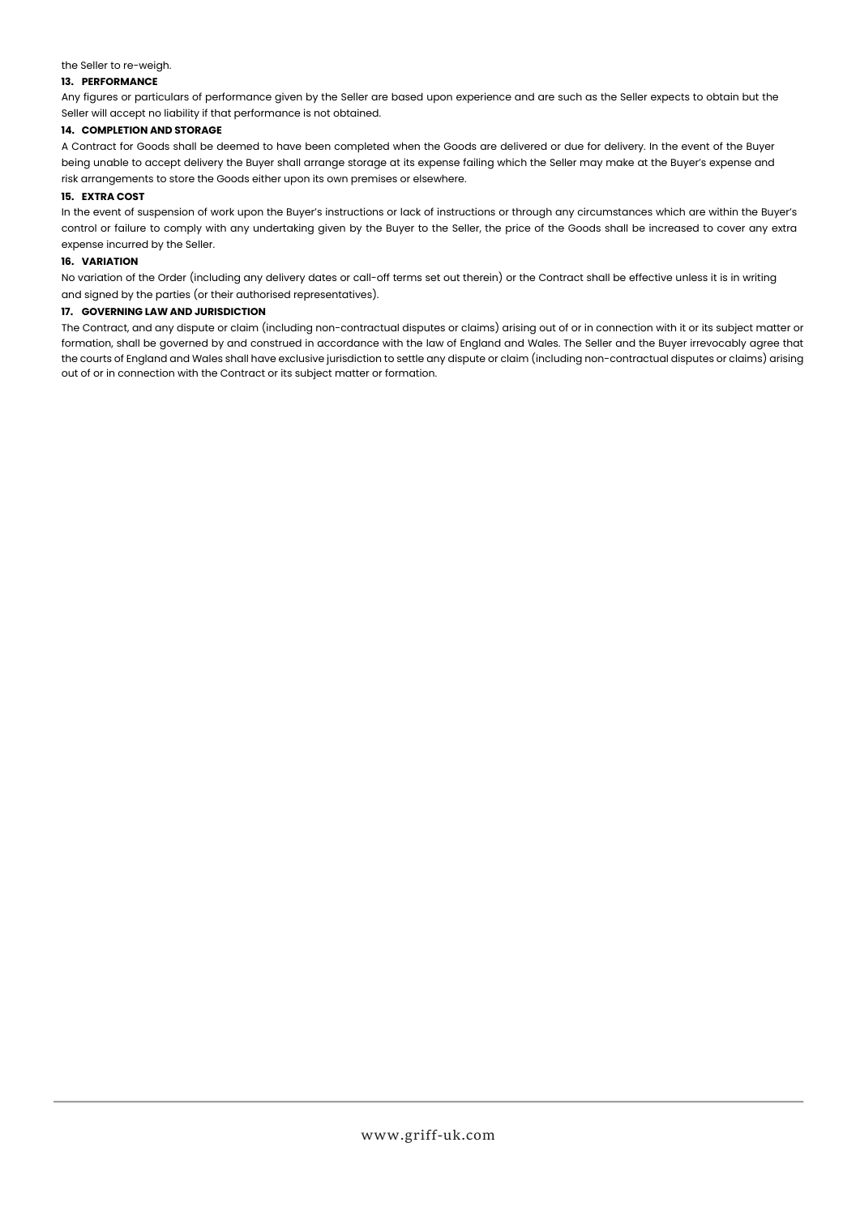the Seller to re-weigh.

**13. PERFORMANCE**

Any figures or particulars of performance given by the Seller are based upon experience and are such as the Seller expects to obtain but the Seller will accept no liability if that performance is not obtained.

**14. COMPLETION AND STORAGE**

A Contract for Goods shall be deemed to have been completed when the Goods are delivered or due for delivery. In the event of the Buyer being unable to accept delivery the Buyer shall arrange storage at its expense failing which the Seller may make at the Buyer's expense and risk arrangements to store the Goods either upon its own premises or elsewhere.

**15. EXTRA COST**

In the event of suspension of work upon the Buyer's instructions or lack of instructions or through any circumstances which are within the Buyer's control or failure to comply with any undertaking given by the Buyer to the Seller, the price of the Goods shall be increased to cover any extra expense incurred by the Seller.

**16. VARIATION**

No variation of the Order (including any delivery dates or call-off terms set out therein) or the Contract shall be effective unless it is in writing and signed by the parties (or their authorised representatives).

**17. GOVERNING LAW AND JURISDICTION**

The Contract, and any dispute or claim (including non-contractual disputes or claims) arising out of or in connection with it or its subject matter or formation, shall be governed by and construed in accordance with the law of England and Wales. The Seller and the Buyer irrevocably agree that the courts of England and Wales shall have exclusive jurisdiction to settle any dispute or claim (including non-contractual disputes or claims) arising out of or in connection with the Contract or its subject matter or formation.